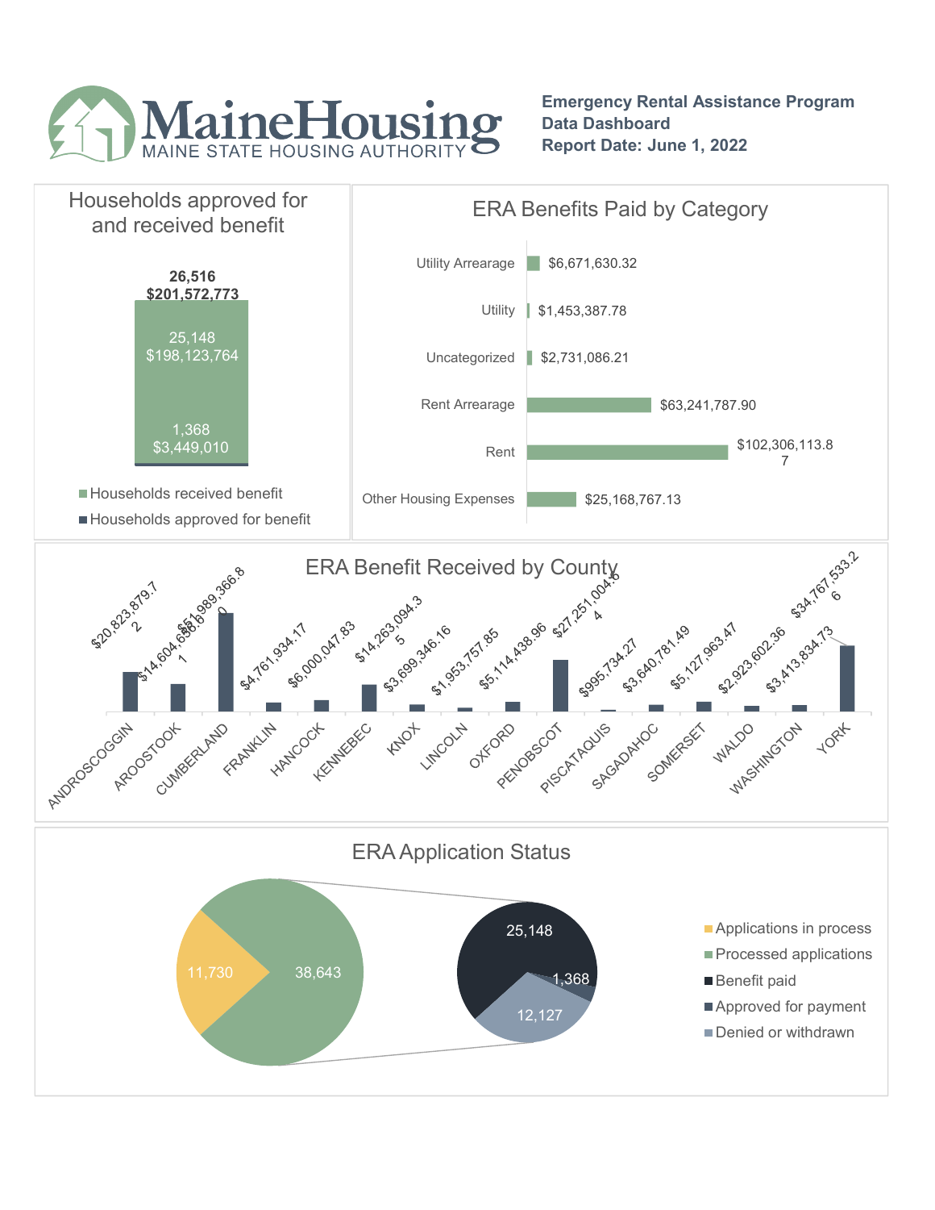# MaineHousing

MAINE STATE HOUSING AUTHORITY

**Emergency Rental Assistance Program**
**Data Dashboard**
**Report Date: June 1, 2022**

## Households approved for and received benefit

**26,516**
**$201,572,773**

| Category | Households | Amount |
|---|---|---|
| Households received benefit | 25,148 | $198,123,764 |
| Households approved for benefit | 1,368 | $3,449,010 |

## ERA Benefits Paid by Category

| Category | Amount |
|---|---|
| Utility Arrearage | $6,671,630.32 |
| Utility | $1,453,387.78 |
| Uncategorized | $2,731,086.21 |
| Rent Arrearage | $63,241,787.90 |
| Rent | $102,306,113.87 |
| Other Housing Expenses | $25,168,767.13 |

## ERA Benefit Received by County

| County | Amount |
|---|---|
| ANDROSCOGGIN | $20,823,879.72 |
| AROOSTOOK | $14,604,656.61 |
| CUMBERLAND | $51,989,366.80 |
| FRANKLIN | $4,761,934.17 |
| HANCOCK | $6,000,047.83 |
| KENNEBEC | $14,263,094.35 |
| KNOX | $3,699,346.16 |
| LINCOLN | $1,953,757.85 |
| OXFORD | $5,114,438.96 |
| PENOBSCOT | $27,251,004.64 |
| PISCATAQUIS | $995,734.27 |
| SAGADAHOC | $3,640,781.49 |
| SOMERSET | $5,127,963.47 |
| WALDO | $2,923,602.36 |
| WASHINGTON | $3,413,834.73 |
| YORK | $34,767,533.26 |

## ERA Application Status

| Status | Count |
|---|---|
| Applications in process | 11,730 |
| Processed applications | 38,643 |
| Benefit paid | 25,148 |
| Approved for payment | 1,368 |
| Denied or withdrawn | 12,127 |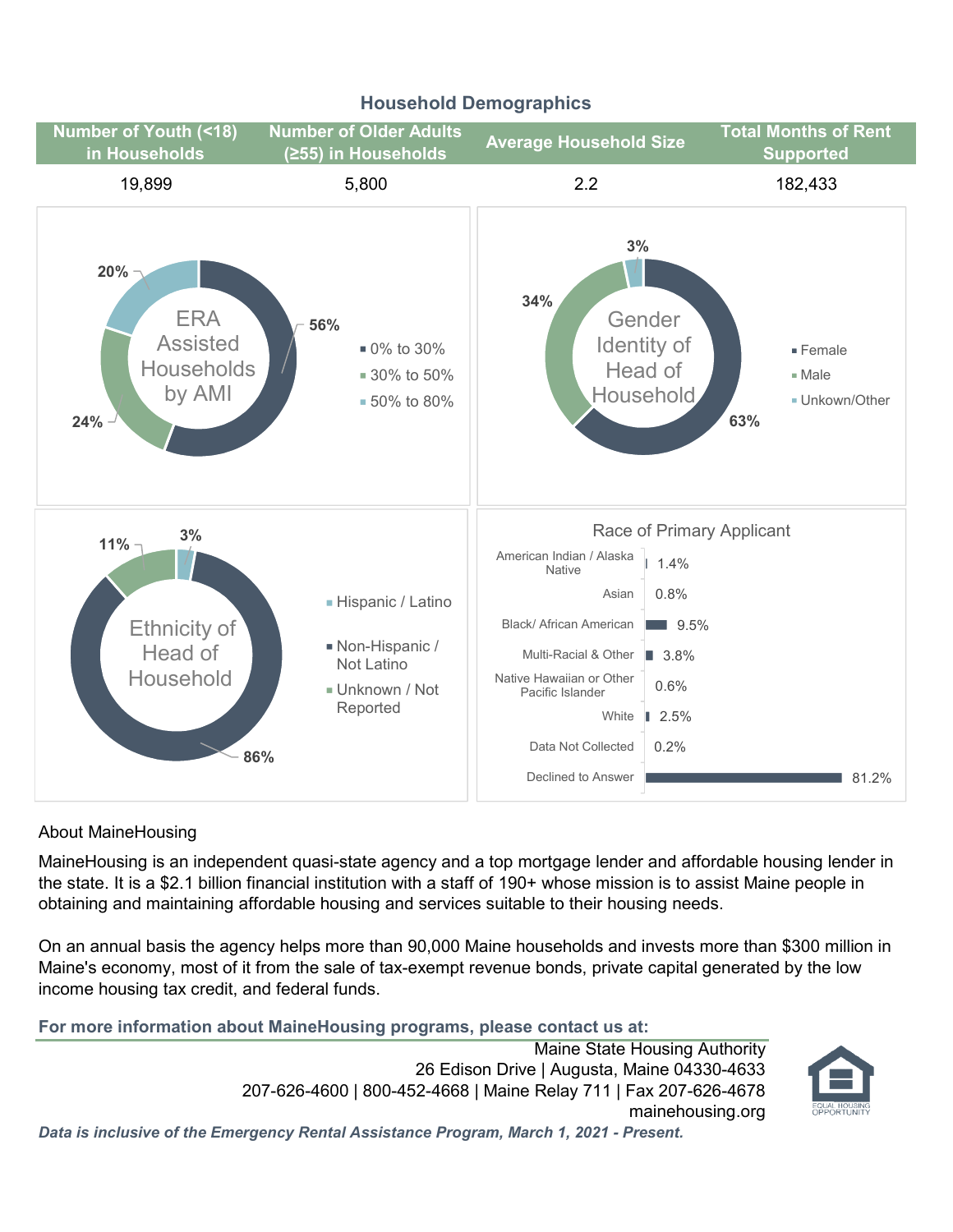## Household Demographics

| Number of Youth (<18) in Households | Number of Older Adults (≥55) in Households | Average Household Size | Total Months of Rent Supported |
|---|---|---|---|
| 19,899 | 5,800 | 2.2 | 182,433 |

ERA Assisted Households by AMI

20%
56%
24%

0% to 30%
30% to 50%
50% to 80%

Gender Identity of Head of Household

3%
34%
63%

Female
Male
Unkown/Other

Ethnicity of Head of Household

11%
3%
86%

Hispanic / Latino
Non-Hispanic / Not Latino
Unknown / Not Reported

Race of Primary Applicant

American Indian / Alaska Native 1.4%
Asian 0.8%
Black/ African American 9.5%
Multi-Racial & Other 3.8%
Native Hawaiian or Other Pacific Islander 0.6%
White 2.5%
Data Not Collected 0.2%
Declined to Answer 81.2%

About MaineHousing

MaineHousing is an independent quasi-state agency and a top mortgage lender and affordable housing lender in the state. It is a $2.1 billion financial institution with a staff of 190+ whose mission is to assist Maine people in obtaining and maintaining affordable housing and services suitable to their housing needs.

On an annual basis the agency helps more than 90,000 Maine households and invests more than $300 million in Maine's economy, most of it from the sale of tax-exempt revenue bonds, private capital generated by the low income housing tax credit, and federal funds.

**For more information about MaineHousing programs, please contact us at:**

Maine State Housing Authority
26 Edison Drive | Augusta, Maine 04330-4633
207-626-4600 | 800-452-4668 | Maine Relay 711 | Fax 207-626-4678
mainehousing.org

EQUAL HOUSING OPPORTUNITY

***Data is inclusive of the Emergency Rental Assistance Program, March 1, 2021 - Present.***